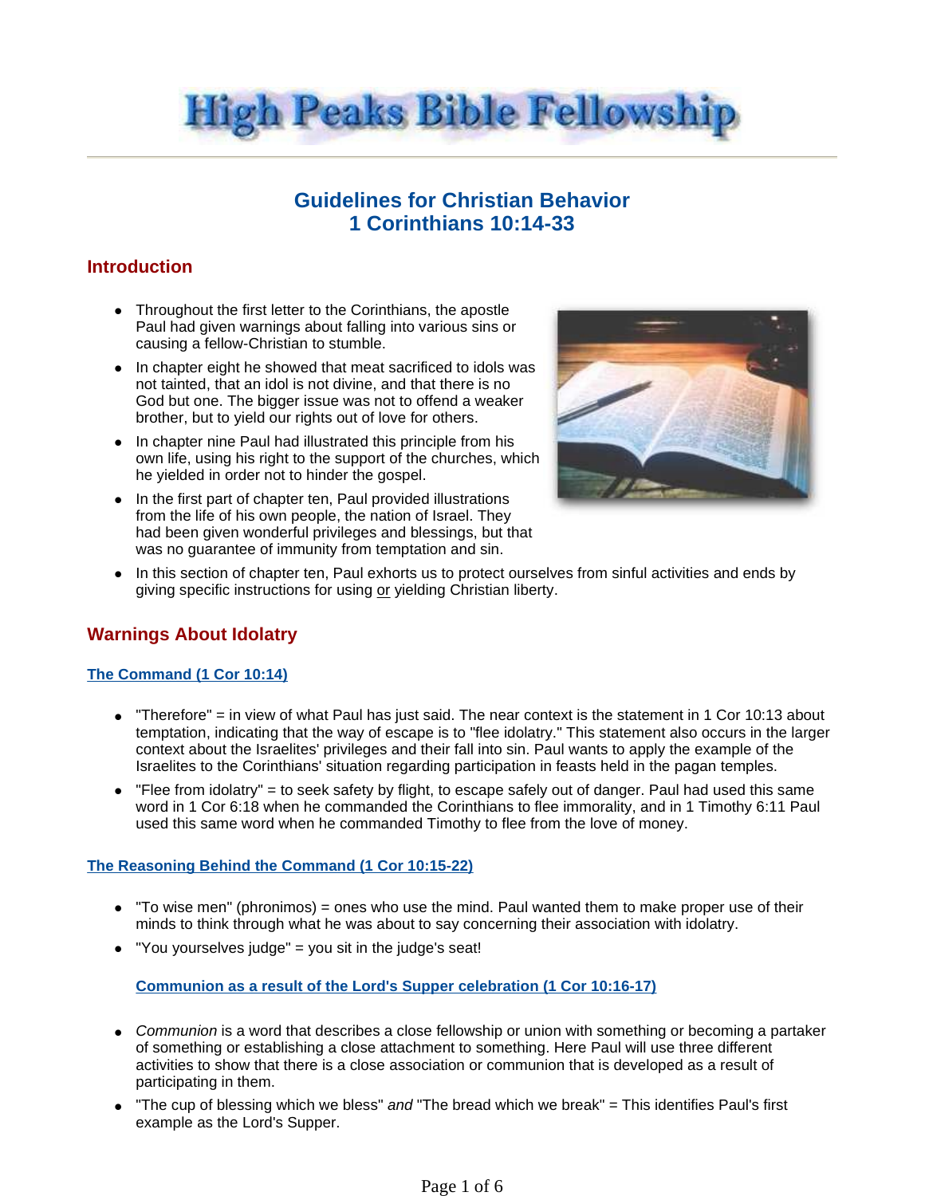# High Peaks Bible Fellowship

## Guidelines for Christian Behavior
## 1 Corinthians 10:14-33

## Introduction

- Throughout the first letter to the Corinthians, the apostle Paul had given warnings about falling into various sins or causing a fellow-Christian to stumble.
- In chapter eight he showed that meat sacrificed to idols was not tainted, that an idol is not divine, and that there is no God but one. The bigger issue was not to offend a weaker brother, but to yield our rights out of love for others.
- In chapter nine Paul had illustrated this principle from his own life, using his right to the support of the churches, which he yielded in order not to hinder the gospel.
- In the first part of chapter ten, Paul provided illustrations from the life of his own people, the nation of Israel. They had been given wonderful privileges and blessings, but that was no guarantee of immunity from temptation and sin.
- In this section of chapter ten, Paul exhorts us to protect ourselves from sinful activities and ends by giving specific instructions for using <u>or</u> yielding Christian liberty.

## Warnings About Idolatry

### The Command (1 Cor 10:14)

- "Therefore" = in view of what Paul has just said. The near context is the statement in 1 Cor 10:13 about temptation, indicating that the way of escape is to "flee idolatry." This statement also occurs in the larger context about the Israelites' privileges and their fall into sin. Paul wants to apply the example of the Israelites to the Corinthians' situation regarding participation in feasts held in the pagan temples.
- "Flee from idolatry" = to seek safety by flight, to escape safely out of danger. Paul had used this same word in 1 Cor 6:18 when he commanded the Corinthians to flee immorality, and in 1 Timothy 6:11 Paul used this same word when he commanded Timothy to flee from the love of money.

### The Reasoning Behind the Command (1 Cor 10:15-22)

- "To wise men" (phronimos) = ones who use the mind. Paul wanted them to make proper use of their minds to think through what he was about to say concerning their association with idolatry.
- "You yourselves judge" = you sit in the judge's seat!

#### Communion as a result of the Lord's Supper celebration (1 Cor 10:16-17)

- *Communion* is a word that describes a close fellowship or union with something or becoming a partaker of something or establishing a close attachment to something. Here Paul will use three different activities to show that there is a close association or communion that is developed as a result of participating in them.
- "The cup of blessing which we bless" *and* "The bread which we break" = This identifies Paul's first example as the Lord's Supper.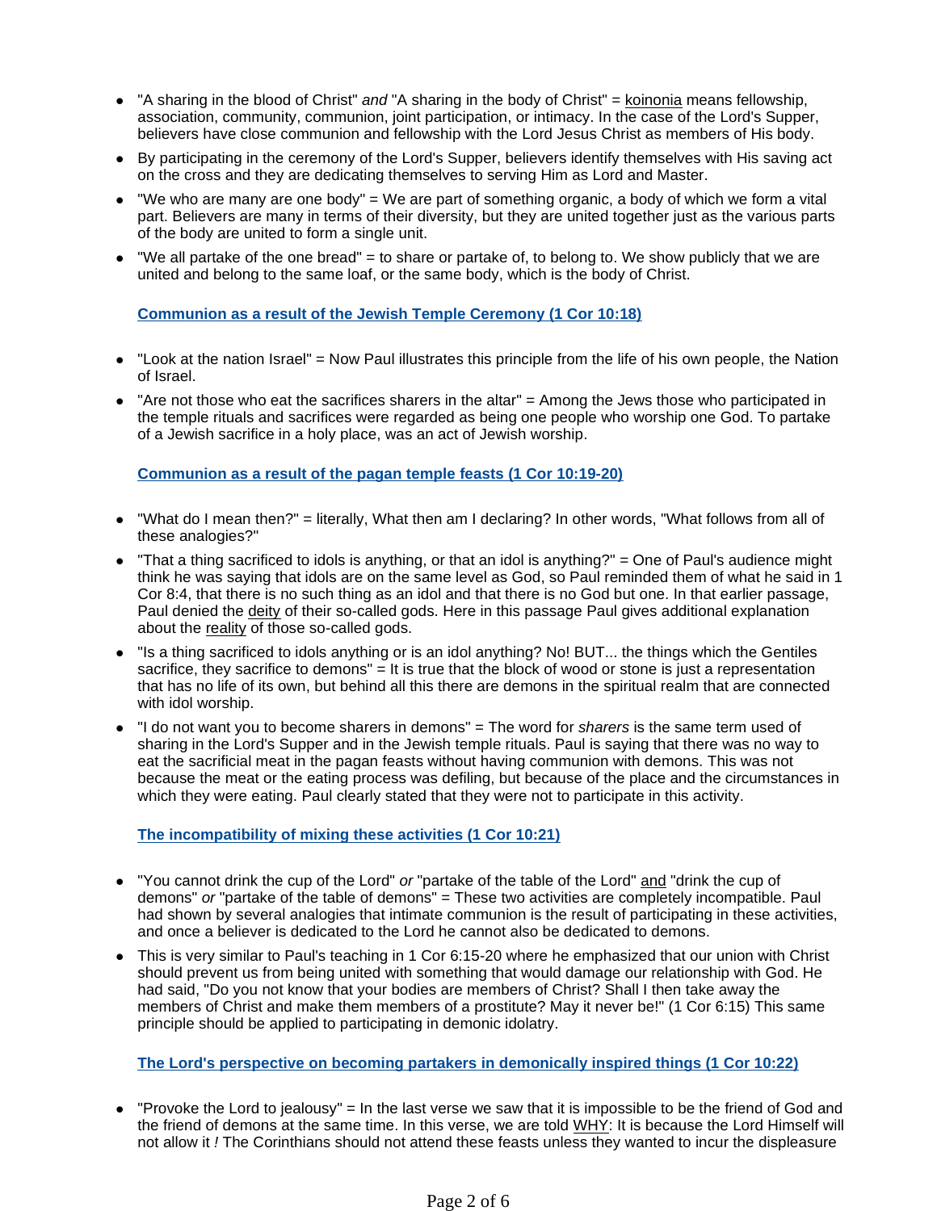- "A sharing in the blood of Christ" *and* "A sharing in the body of Christ" = <u>koinonia</u> means fellowship, association, community, communion, joint participation, or intimacy. In the case of the Lord's Supper, believers have close communion and fellowship with the Lord Jesus Christ as members of His body.
- By participating in the ceremony of the Lord's Supper, believers identify themselves with His saving act on the cross and they are dedicating themselves to serving Him as Lord and Master.
- "We who are many are one body" = We are part of something organic, a body of which we form a vital part. Believers are many in terms of their diversity, but they are united together just as the various parts of the body are united to form a single unit.
- "We all partake of the one bread" = to share or partake of, to belong to. We show publicly that we are united and belong to the same loaf, or the same body, which is the body of Christ.

**<u>Communion as a result of the Jewish Temple Ceremony (1 Cor 10:18)</u>**

- "Look at the nation Israel" = Now Paul illustrates this principle from the life of his own people, the Nation of Israel.
- "Are not those who eat the sacrifices sharers in the altar" = Among the Jews those who participated in the temple rituals and sacrifices were regarded as being one people who worship one God. To partake of a Jewish sacrifice in a holy place, was an act of Jewish worship.

**<u>Communion as a result of the pagan temple feasts (1 Cor 10:19-20)</u>**

- "What do I mean then?" = literally, What then am I declaring? In other words, "What follows from all of these analogies?"
- "That a thing sacrificed to idols is anything, or that an idol is anything?" = One of Paul's audience might think he was saying that idols are on the same level as God, so Paul reminded them of what he said in 1 Cor 8:4, that there is no such thing as an idol and that there is no God but one. In that earlier passage, Paul denied the <u>deity</u> of their so-called gods. Here in this passage Paul gives additional explanation about the <u>reality</u> of those so-called gods.
- "Is a thing sacrificed to idols anything or is an idol anything? No! BUT... the things which the Gentiles sacrifice, they sacrifice to demons" = It is true that the block of wood or stone is just a representation that has no life of its own, but behind all this there are demons in the spiritual realm that are connected with idol worship.
- "I do not want you to become sharers in demons" = The word for *sharers* is the same term used of sharing in the Lord's Supper and in the Jewish temple rituals. Paul is saying that there was no way to eat the sacrificial meat in the pagan feasts without having communion with demons. This was not because the meat or the eating process was defiling, but because of the place and the circumstances in which they were eating. Paul clearly stated that they were not to participate in this activity.

**<u>The incompatibility of mixing these activities (1 Cor 10:21)</u>**

- "You cannot drink the cup of the Lord" *or* "partake of the table of the Lord" <u>and</u> "drink the cup of demons" *or* "partake of the table of demons" = These two activities are completely incompatible. Paul had shown by several analogies that intimate communion is the result of participating in these activities, and once a believer is dedicated to the Lord he cannot also be dedicated to demons.
- This is very similar to Paul's teaching in 1 Cor 6:15-20 where he emphasized that our union with Christ should prevent us from being united with something that would damage our relationship with God. He had said, "Do you not know that your bodies are members of Christ? Shall I then take away the members of Christ and make them members of a prostitute? May it never be!" (1 Cor 6:15) This same principle should be applied to participating in demonic idolatry.

**<u>The Lord's perspective on becoming partakers in demonically inspired things (1 Cor 10:22)</u>**

- "Provoke the Lord to jealousy" = In the last verse we saw that it is impossible to be the friend of God and the friend of demons at the same time. In this verse, we are told <u>WHY</u>: It is because the Lord Himself will not allow it *!* The Corinthians should not attend these feasts unless they wanted to incur the displeasure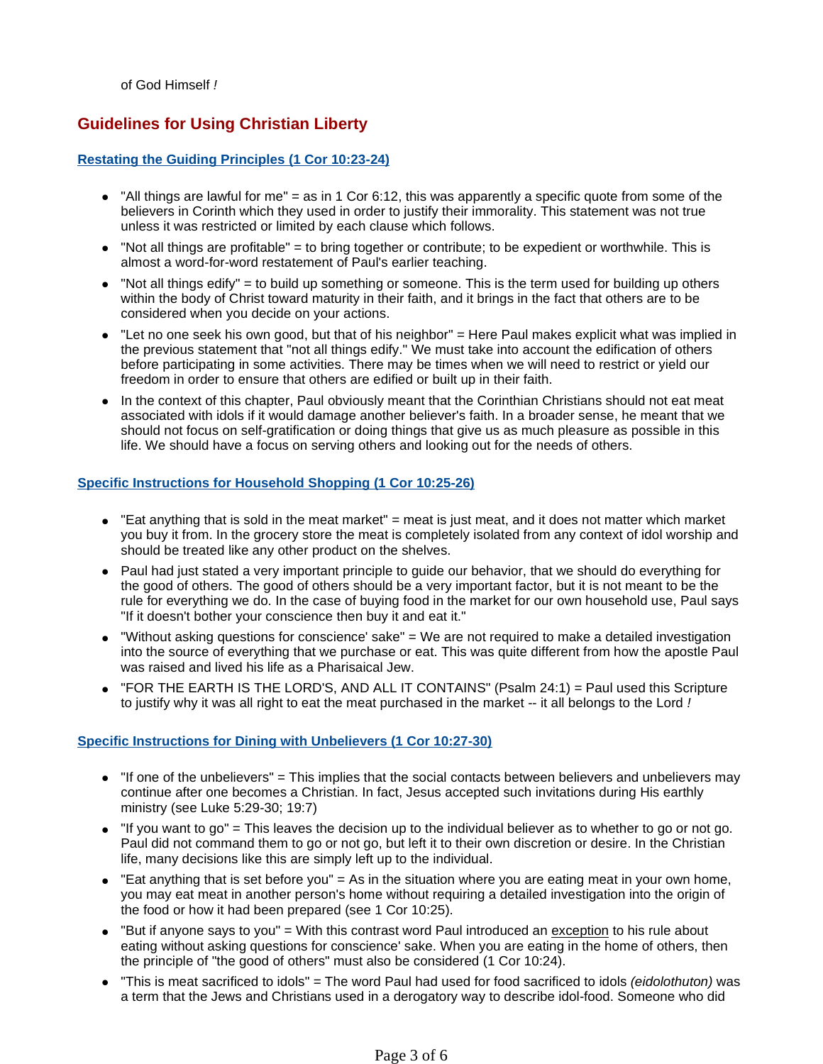of God Himself *!*

## Guidelines for Using Christian Liberty

### Restating the Guiding Principles (1 Cor 10:23-24)

- "All things are lawful for me" = as in 1 Cor 6:12, this was apparently a specific quote from some of the believers in Corinth which they used in order to justify their immorality. This statement was not true unless it was restricted or limited by each clause which follows.
- "Not all things are profitable" = to bring together or contribute; to be expedient or worthwhile. This is almost a word-for-word restatement of Paul's earlier teaching.
- "Not all things edify" = to build up something or someone. This is the term used for building up others within the body of Christ toward maturity in their faith, and it brings in the fact that others are to be considered when you decide on your actions.
- "Let no one seek his own good, but that of his neighbor" = Here Paul makes explicit what was implied in the previous statement that "not all things edify." We must take into account the edification of others before participating in some activities. There may be times when we will need to restrict or yield our freedom in order to ensure that others are edified or built up in their faith.
- In the context of this chapter, Paul obviously meant that the Corinthian Christians should not eat meat associated with idols if it would damage another believer's faith. In a broader sense, he meant that we should not focus on self-gratification or doing things that give us as much pleasure as possible in this life. We should have a focus on serving others and looking out for the needs of others.

### Specific Instructions for Household Shopping (1 Cor 10:25-26)

- "Eat anything that is sold in the meat market" = meat is just meat, and it does not matter which market you buy it from. In the grocery store the meat is completely isolated from any context of idol worship and should be treated like any other product on the shelves.
- Paul had just stated a very important principle to guide our behavior, that we should do everything for the good of others. The good of others should be a very important factor, but it is not meant to be the rule for everything we do. In the case of buying food in the market for our own household use, Paul says "If it doesn't bother your conscience then buy it and eat it."
- "Without asking questions for conscience' sake" = We are not required to make a detailed investigation into the source of everything that we purchase or eat. This was quite different from how the apostle Paul was raised and lived his life as a Pharisaical Jew.
- "FOR THE EARTH IS THE LORD'S, AND ALL IT CONTAINS" (Psalm 24:1) = Paul used this Scripture to justify why it was all right to eat the meat purchased in the market -- it all belongs to the Lord *!*

### Specific Instructions for Dining with Unbelievers (1 Cor 10:27-30)

- "If one of the unbelievers" = This implies that the social contacts between believers and unbelievers may continue after one becomes a Christian. In fact, Jesus accepted such invitations during His earthly ministry (see Luke 5:29-30; 19:7)
- "If you want to go" = This leaves the decision up to the individual believer as to whether to go or not go. Paul did not command them to go or not go, but left it to their own discretion or desire. In the Christian life, many decisions like this are simply left up to the individual.
- "Eat anything that is set before you" = As in the situation where you are eating meat in your own home, you may eat meat in another person's home without requiring a detailed investigation into the origin of the food or how it had been prepared (see 1 Cor 10:25).
- "But if anyone says to you" = With this contrast word Paul introduced an <u>exception</u> to his rule about eating without asking questions for conscience' sake. When you are eating in the home of others, then the principle of "the good of others" must also be considered (1 Cor 10:24).
- "This is meat sacrificed to idols" = The word Paul had used for food sacrificed to idols *(eidolothuton)* was a term that the Jews and Christians used in a derogatory way to describe idol-food. Someone who did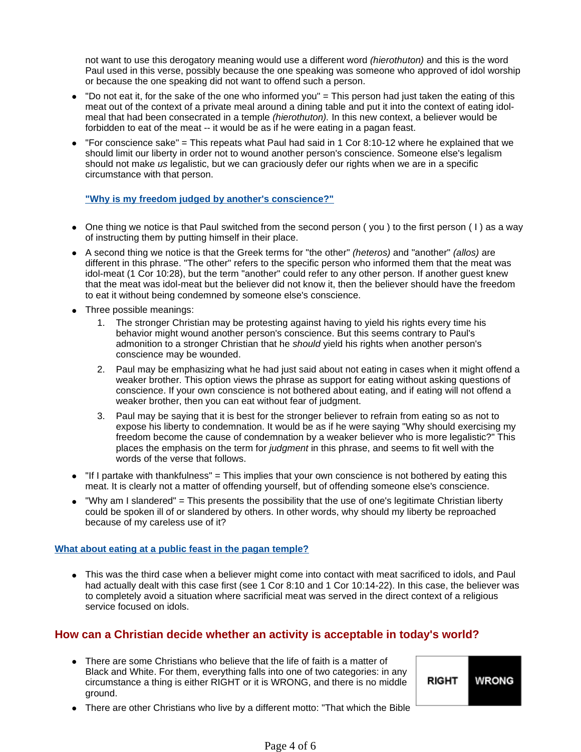not want to use this derogatory meaning would use a different word *(hierothuton)* and this is the word Paul used in this verse, possibly because the one speaking was someone who approved of idol worship or because the one speaking did not want to offend such a person.

- "Do not eat it, for the sake of the one who informed you" = This person had just taken the eating of this meat out of the context of a private meal around a dining table and put it into the context of eating idol-meal that had been consecrated in a temple *(hierothuton).* In this new context, a believer would be forbidden to eat of the meat -- it would be as if he were eating in a pagan feast.
- "For conscience sake" = This repeats what Paul had said in 1 Cor 8:10-12 where he explained that we should limit our liberty in order not to wound another person's conscience. Someone else's legalism should not make *us* legalistic, but we can graciously defer our rights when we are in a specific circumstance with that person.

**"Why is my freedom judged by another's conscience?"**

- One thing we notice is that Paul switched from the second person ( you ) to the first person ( I ) as a way of instructing them by putting himself in their place.
- A second thing we notice is that the Greek terms for "the other" *(heteros)* and "another" *(allos)* are different in this phrase. "The other" refers to the specific person who informed them that the meat was idol-meat (1 Cor 10:28), but the term "another" could refer to any other person. If another guest knew that the meat was idol-meat but the believer did not know it, then the believer should have the freedom to eat it without being condemned by someone else's conscience.
- Three possible meanings:
  1. The stronger Christian may be protesting against having to yield his rights every time his behavior might wound another person's conscience. But this seems contrary to Paul's admonition to a stronger Christian that he *should* yield his rights when another person's conscience may be wounded.
  2. Paul may be emphasizing what he had just said about not eating in cases when it might offend a weaker brother. This option views the phrase as support for eating without asking questions of conscience. If your own conscience is not bothered about eating, and if eating will not offend a weaker brother, then you can eat without fear of judgment.
  3. Paul may be saying that it is best for the stronger believer to refrain from eating so as not to expose his liberty to condemnation. It would be as if he were saying "Why should exercising my freedom become the cause of condemnation by a weaker believer who is more legalistic?" This places the emphasis on the term for *judgment* in this phrase, and seems to fit well with the words of the verse that follows.
- "If I partake with thankfulness" = This implies that your own conscience is not bothered by eating this meat. It is clearly not a matter of offending yourself, but of offending someone else's conscience.
- "Why am I slandered" = This presents the possibility that the use of one's legitimate Christian liberty could be spoken ill of or slandered by others. In other words, why should my liberty be reproached because of my careless use of it?

**What about eating at a public feast in the pagan temple?**

- This was the third case when a believer might come into contact with meat sacrificed to idols, and Paul had actually dealt with this case first (see 1 Cor 8:10 and 1 Cor 10:14-22). In this case, the believer was to completely avoid a situation where sacrificial meat was served in the direct context of a religious service focused on idols.

## How can a Christian decide whether an activity is acceptable in today's world?

| RIGHT | WRONG |
|---|---|

- There are some Christians who believe that the life of faith is a matter of Black and White. For them, everything falls into one of two categories: in any circumstance a thing is either RIGHT or it is WRONG, and there is no middle ground.
- There are other Christians who live by a different motto: "That which the Bible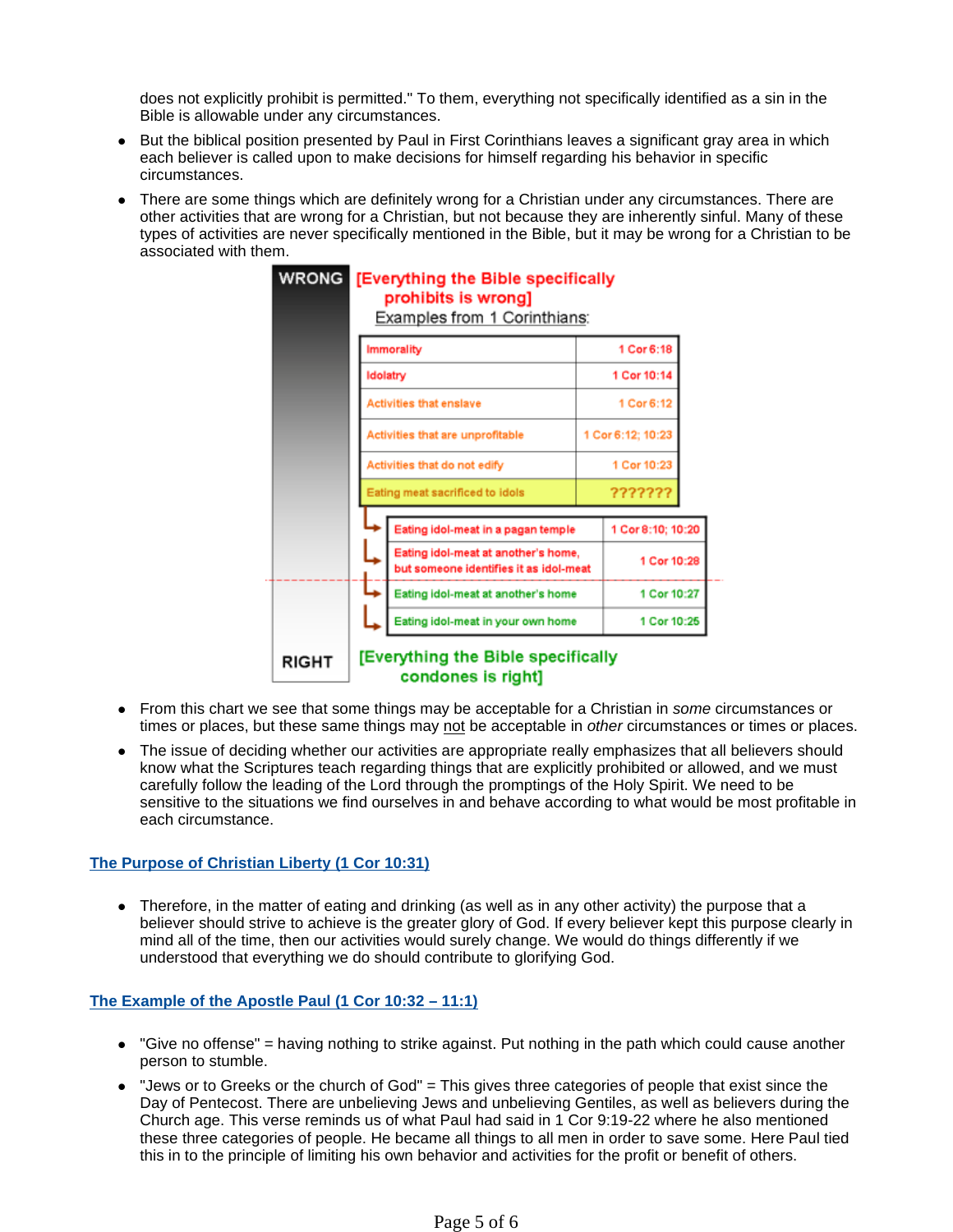does not explicitly prohibit is permitted." To them, everything not specifically identified as a sin in the Bible is allowable under any circumstances.

- But the biblical position presented by Paul in First Corinthians leaves a significant gray area in which each believer is called upon to make decisions for himself regarding his behavior in specific circumstances.
- There are some things which are definitely wrong for a Christian under any circumstances. There are other activities that are wrong for a Christian, but not because they are inherently sinful. Many of these types of activities are never specifically mentioned in the Bible, but it may be wrong for a Christian to be associated with them.

**WRONG** [Everything the Bible specifically prohibits is wrong]

Examples from 1 Corinthians:

| | |
|---|---|
| Immorality | 1 Cor 6:18 |
| Idolatry | 1 Cor 10:14 |
| Activities that enslave | 1 Cor 6:12 |
| Activities that are unprofitable | 1 Cor 6:12; 10:23 |
| Activities that do not edify | 1 Cor 10:23 |
| Eating meat sacrificed to idols | ??????? |

| | |
|---|---|
| Eating idol-meat in a pagan temple | 1 Cor 8:10; 10:20 |
| Eating idol-meat at another's home, but someone identifies it as idol-meat | 1 Cor 10:28 |
| Eating idol-meat at another's home | 1 Cor 10:27 |
| Eating idol-meat in your own home | 1 Cor 10:25 |

**RIGHT** [Everything the Bible specifically condones is right]

- From this chart we see that some things may be acceptable for a Christian in *some* circumstances or times or places, but these same things may not be acceptable in *other* circumstances or times or places.
- The issue of deciding whether our activities are appropriate really emphasizes that all believers should know what the Scriptures teach regarding things that are explicitly prohibited or allowed, and we must carefully follow the leading of the Lord through the promptings of the Holy Spirit. We need to be sensitive to the situations we find ourselves in and behave according to what would be most profitable in each circumstance.

## The Purpose of Christian Liberty (1 Cor 10:31)

- Therefore, in the matter of eating and drinking (as well as in any other activity) the purpose that a believer should strive to achieve is the greater glory of God. If every believer kept this purpose clearly in mind all of the time, then our activities would surely change. We would do things differently if we understood that everything we do should contribute to glorifying God.

## The Example of the Apostle Paul (1 Cor 10:32 – 11:1)

- "Give no offense" = having nothing to strike against. Put nothing in the path which could cause another person to stumble.
- "Jews or to Greeks or the church of God" = This gives three categories of people that exist since the Day of Pentecost. There are unbelieving Jews and unbelieving Gentiles, as well as believers during the Church age. This verse reminds us of what Paul had said in 1 Cor 9:19-22 where he also mentioned these three categories of people. He became all things to all men in order to save some. Here Paul tied this in to the principle of limiting his own behavior and activities for the profit or benefit of others.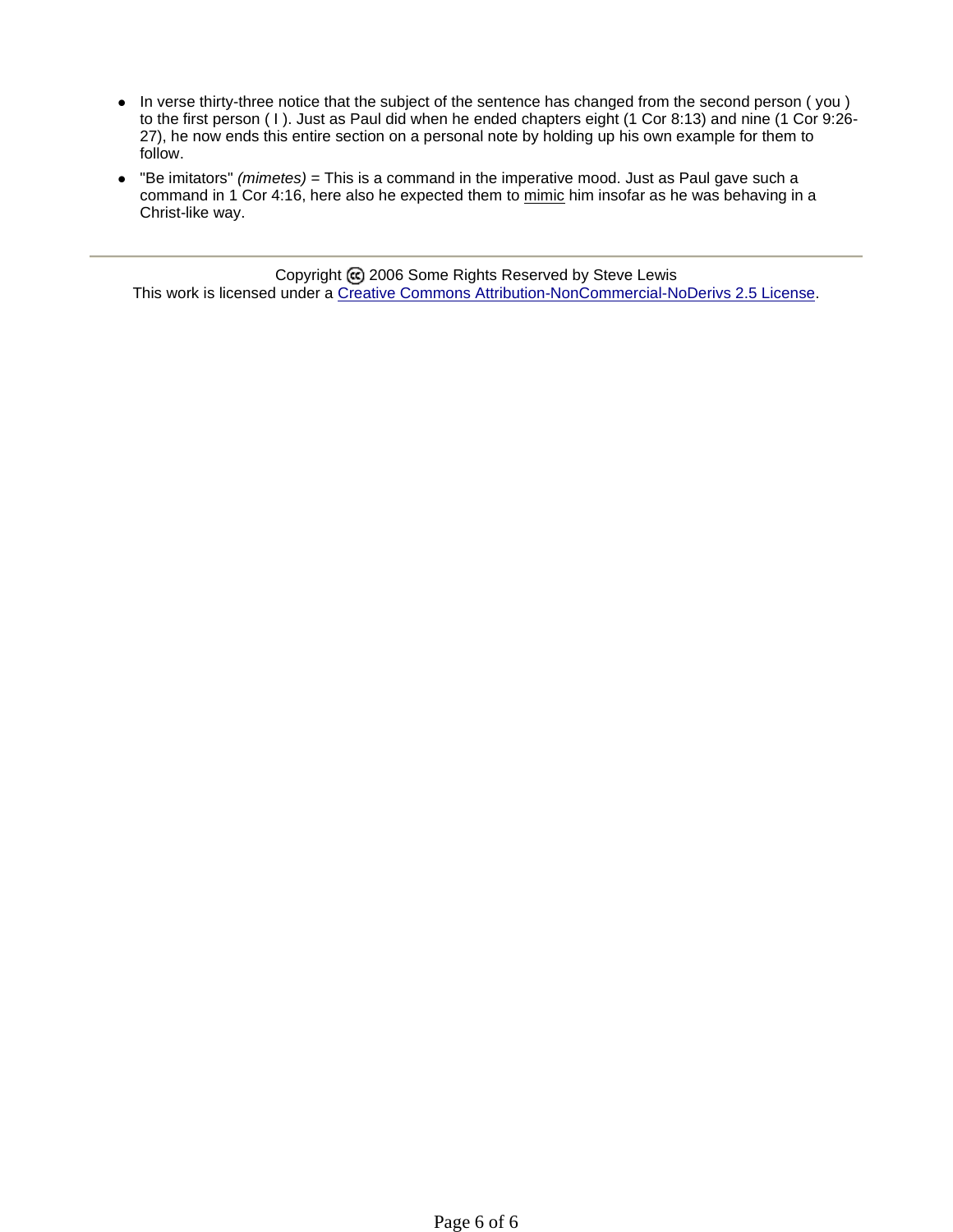- In verse thirty-three notice that the subject of the sentence has changed from the second person ( you ) to the first person ( I ). Just as Paul did when he ended chapters eight (1 Cor 8:13) and nine (1 Cor 9:26-27), he now ends this entire section on a personal note by holding up his own example for them to follow.
- "Be imitators" *(mimetes)* = This is a command in the imperative mood. Just as Paul gave such a command in 1 Cor 4:16, here also he expected them to mimic him insofar as he was behaving in a Christ-like way.

---

Copyright (cc) 2006 Some Rights Reserved by Steve Lewis
This work is licensed under a Creative Commons Attribution-NonCommercial-NoDerivs 2.5 License.